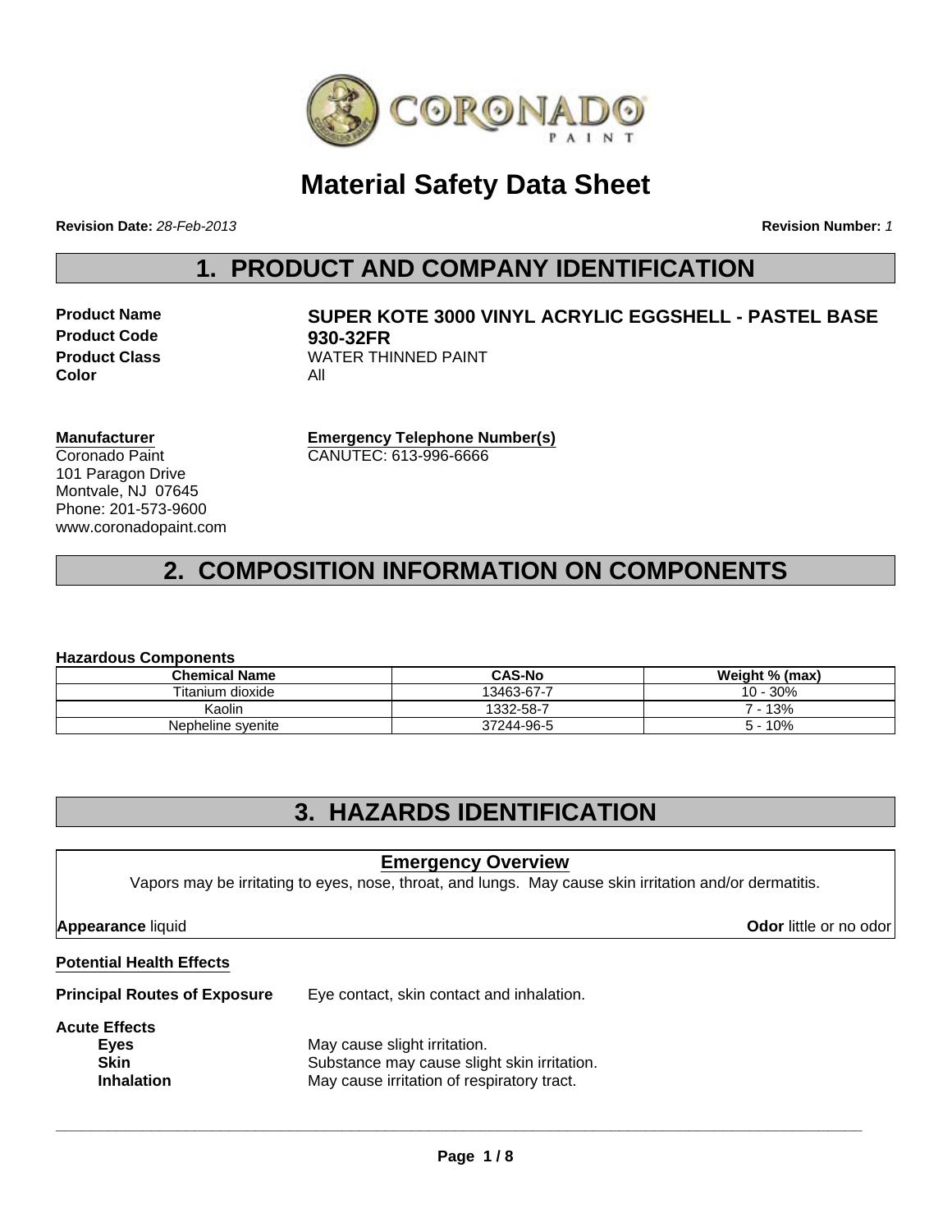# Material Safety Data Sheet

**Revision Date:** *28-Feb-2013*

**Revision Number:** *1*

## 1. PRODUCT AND COMPANY IDENTIFICATION

**Product Name** **SUPER KOTE 3000 VINYL ACRYLIC EGGSHELL - PASTEL BASE**
**Product Code** **930-32FR**
**Product Class** WATER THINNED PAINT
**Color** All

**Manufacturer**
Coronado Paint
101 Paragon Drive
Montvale, NJ 07645
Phone: 201-573-9600
www.coronadopaint.com

**Emergency Telephone Number(s)**
CANUTEC: 613-996-6666

## 2. COMPOSITION INFORMATION ON COMPONENTS

**Hazardous Components**

| Chemical Name | CAS-No | Weight % (max) |
|---|---|---|
| Titanium dioxide | 13463-67-7 | 10 - 30% |
| Kaolin | 1332-58-7 | 7 - 13% |
| Nepheline syenite | 37244-96-5 | 5 - 10% |

## 3. HAZARDS IDENTIFICATION

**Emergency Overview**

Vapors may be irritating to eyes, nose, throat, and lungs. May cause skin irritation and/or dermatitis.

**Appearance** liquid

**Odor** little or no odor

**Potential Health Effects**

**Principal Routes of Exposure** Eye contact, skin contact and inhalation.

**Acute Effects**

- **Eyes** May cause slight irritation.
- **Skin** Substance may cause slight skin irritation.
- **Inhalation** May cause irritation of respiratory tract.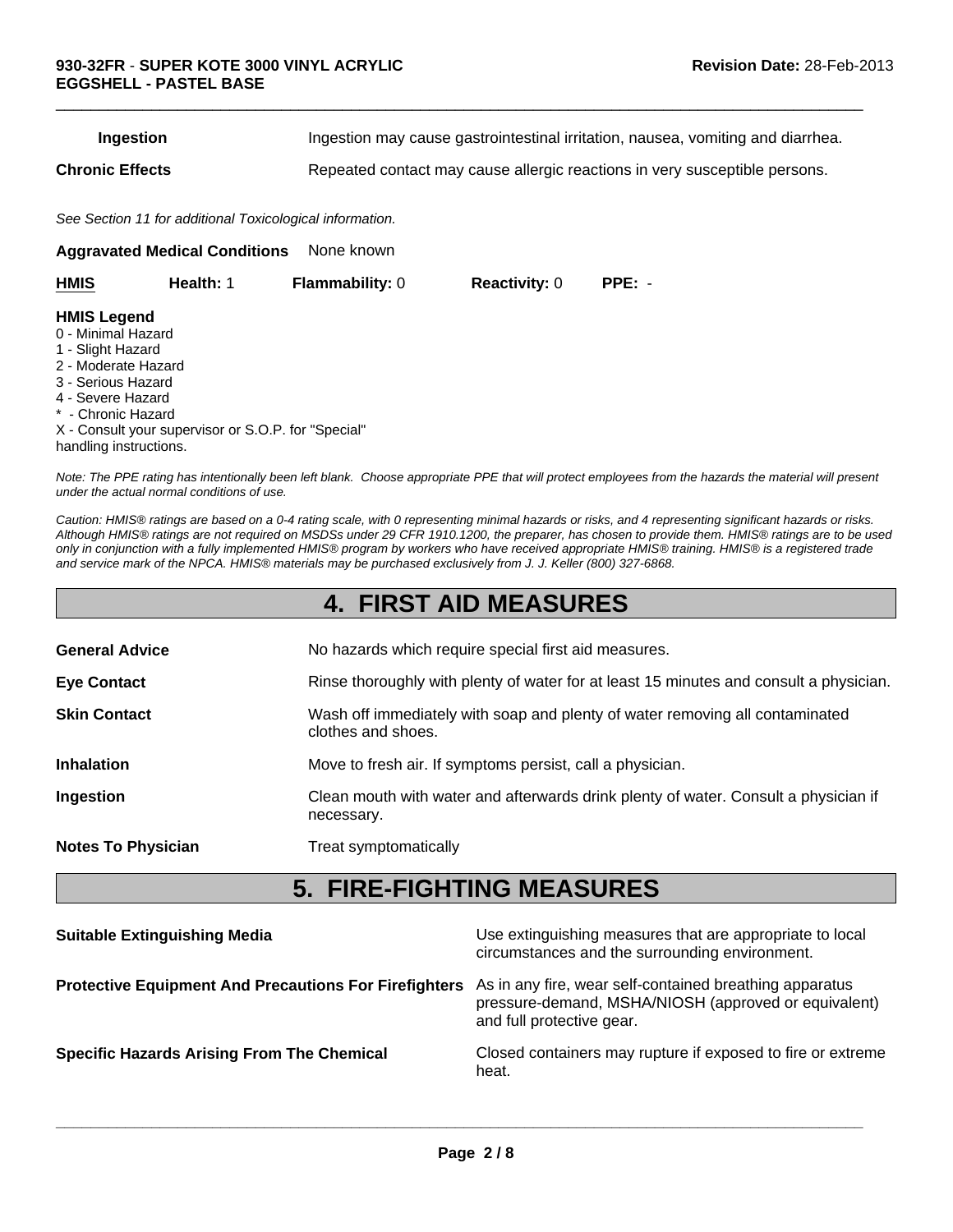| | |
|---|---|
| **Ingestion** | Ingestion may cause gastrointestinal irritation, nausea, vomiting and diarrhea. |
| **Chronic Effects** | Repeated contact may cause allergic reactions in very susceptible persons. |

*See Section 11 for additional Toxicological information.*

**Aggravated Medical Conditions** None known

| **HMIS** | **Health:** 1 | **Flammability:** 0 | **Reactivity:** 0 | **PPE:** - |
|---|---|---|---|---|

**HMIS Legend**

0 - Minimal Hazard
1 - Slight Hazard
2 - Moderate Hazard
3 - Serious Hazard
4 - Severe Hazard
* - Chronic Hazard
X - Consult your supervisor or S.O.P. for "Special" handling instructions.

*Note: The PPE rating has intentionally been left blank. Choose appropriate PPE that will protect employees from the hazards the material will present under the actual normal conditions of use.*

*Caution: HMIS® ratings are based on a 0-4 rating scale, with 0 representing minimal hazards or risks, and 4 representing significant hazards or risks. Although HMIS® ratings are not required on MSDSs under 29 CFR 1910.1200, the preparer, has chosen to provide them. HMIS® ratings are to be used only in conjunction with a fully implemented HMIS® program by workers who have received appropriate HMIS® training. HMIS® is a registered trade and service mark of the NPCA. HMIS® materials may be purchased exclusively from J. J. Keller (800) 327-6868.*

# 4. FIRST AID MEASURES

| | |
|---|---|
| **General Advice** | No hazards which require special first aid measures. |
| **Eye Contact** | Rinse thoroughly with plenty of water for at least 15 minutes and consult a physician. |
| **Skin Contact** | Wash off immediately with soap and plenty of water removing all contaminated clothes and shoes. |
| **Inhalation** | Move to fresh air. If symptoms persist, call a physician. |
| **Ingestion** | Clean mouth with water and afterwards drink plenty of water. Consult a physician if necessary. |
| **Notes To Physician** | Treat symptomatically |

# 5. FIRE-FIGHTING MEASURES

| | |
|---|---|
| **Suitable Extinguishing Media** | Use extinguishing measures that are appropriate to local circumstances and the surrounding environment. |
| **Protective Equipment And Precautions For Firefighters** | As in any fire, wear self-contained breathing apparatus pressure-demand, MSHA/NIOSH (approved or equivalent) and full protective gear. |
| **Specific Hazards Arising From The Chemical** | Closed containers may rupture if exposed to fire or extreme heat. |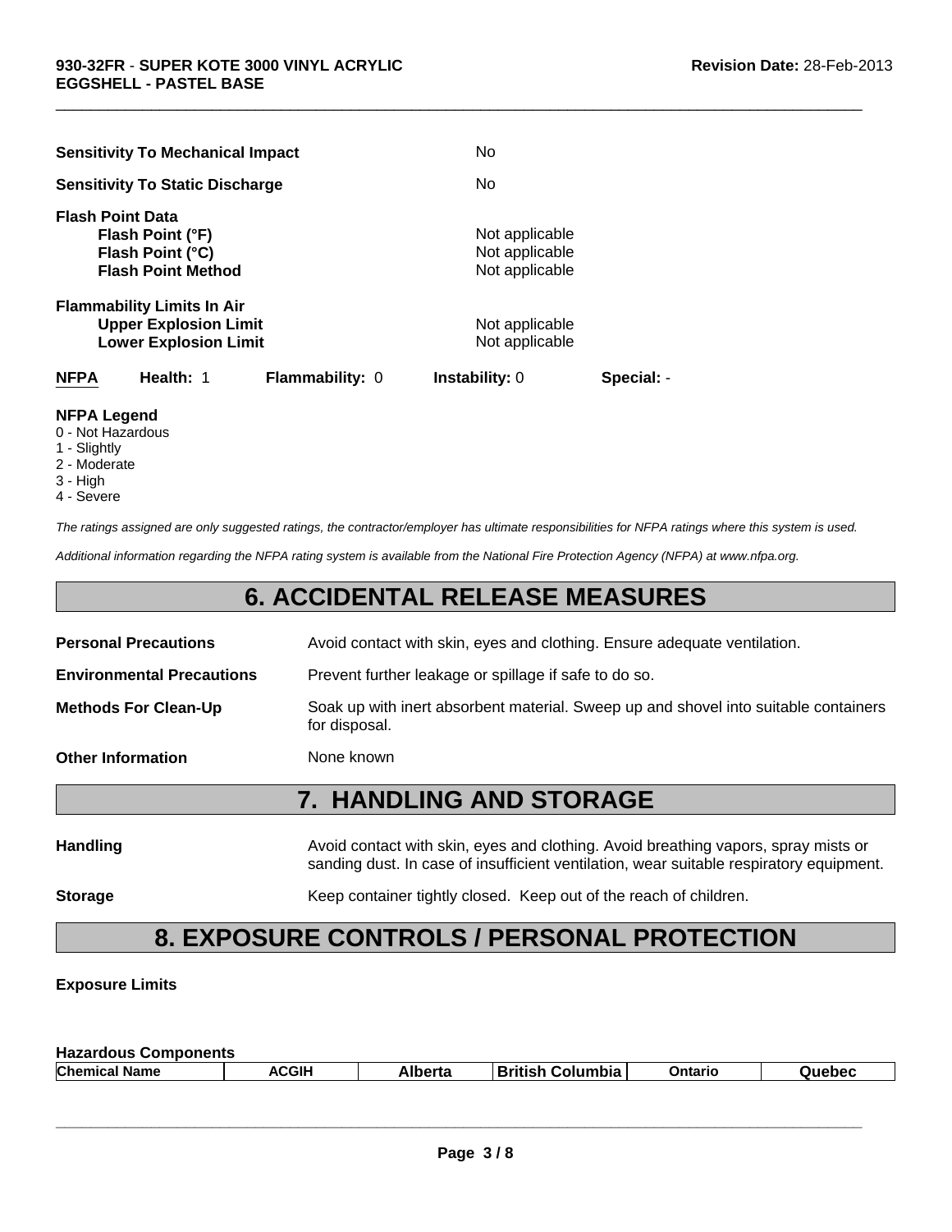| | |
|---|---|
| **Sensitivity To Mechanical Impact** | No |
| **Sensitivity To Static Discharge** | No |

**Flash Point Data**

| | |
|---|---|
| **Flash Point (°F)** | Not applicable |
| **Flash Point (°C)** | Not applicable |
| **Flash Point Method** | Not applicable |

**Flammability Limits In Air**

| | |
|---|---|
| **Upper Explosion Limit** | Not applicable |
| **Lower Explosion Limit** | Not applicable |

| **NFPA** | **Health:** 1 | **Flammability:** 0 | **Instability:** 0 | **Special:** - |
|---|---|---|---|---|

**NFPA Legend**
0 - Not Hazardous
1 - Slightly
2 - Moderate
3 - High
4 - Severe

*The ratings assigned are only suggested ratings, the contractor/employer has ultimate responsibilities for NFPA ratings where this system is used.*

*Additional information regarding the NFPA rating system is available from the National Fire Protection Agency (NFPA) at www.nfpa.org.*

# 6. ACCIDENTAL RELEASE MEASURES

| | |
|---|---|
| **Personal Precautions** | Avoid contact with skin, eyes and clothing. Ensure adequate ventilation. |
| **Environmental Precautions** | Prevent further leakage or spillage if safe to do so. |
| **Methods For Clean-Up** | Soak up with inert absorbent material. Sweep up and shovel into suitable containers for disposal. |
| **Other Information** | None known |

# 7. HANDLING AND STORAGE

| | |
|---|---|
| **Handling** | Avoid contact with skin, eyes and clothing. Avoid breathing vapors, spray mists or sanding dust. In case of insufficient ventilation, wear suitable respiratory equipment. |
| **Storage** | Keep container tightly closed. Keep out of the reach of children. |

# 8. EXPOSURE CONTROLS / PERSONAL PROTECTION

**Exposure Limits**

**Hazardous Components**

| Chemical Name | ACGIH | Alberta | British Columbia | Ontario | Quebec |
|---|---|---|---|---|---|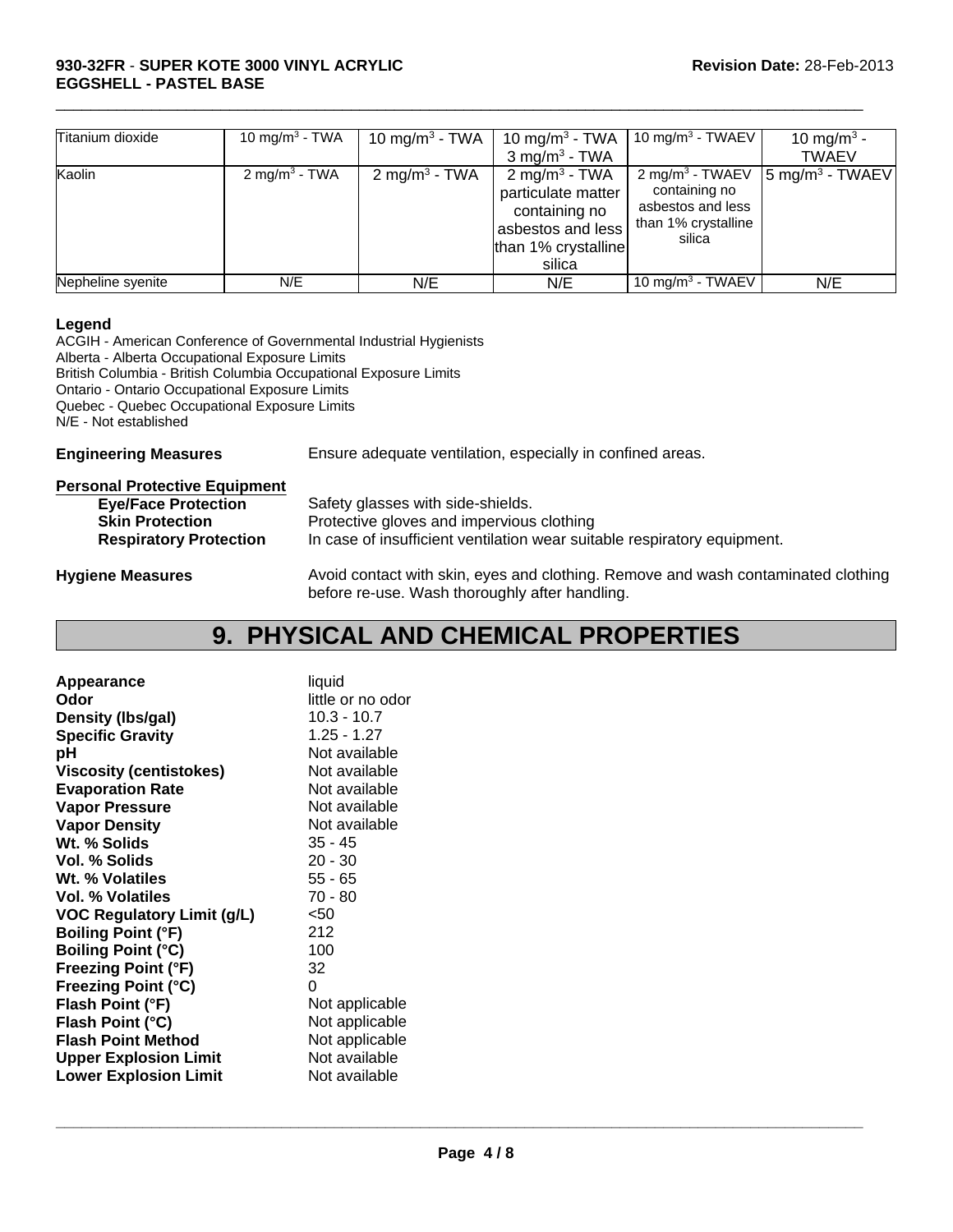| Titanium dioxide | 10 mg/m$^3$ - TWA | 10 mg/m$^3$ - TWA | 10 mg/m$^3$ - TWA<br>3 mg/m$^3$ - TWA | 10 mg/m$^3$ - TWAEV | 10 mg/m$^3$ - TWAEV |
|---|---|---|---|---|---|
| Kaolin | 2 mg/m$^3$ - TWA | 2 mg/m$^3$ - TWA | 2 mg/m$^3$ - TWA particulate matter containing no asbestos and less than 1% crystalline silica | 2 mg/m$^3$ - TWAEV containing no asbestos and less than 1% crystalline silica | 5 mg/m$^3$ - TWAEV |
| Nepheline syenite | N/E | N/E | N/E | 10 mg/m$^3$ - TWAEV | N/E |

**Legend**

ACGIH - American Conference of Governmental Industrial Hygienists
Alberta - Alberta Occupational Exposure Limits
British Columbia - British Columbia Occupational Exposure Limits
Ontario - Ontario Occupational Exposure Limits
Quebec - Quebec Occupational Exposure Limits
N/E - Not established

**Engineering Measures** Ensure adequate ventilation, especially in confined areas.

**Personal Protective Equipment**

- **Eye/Face Protection** Safety glasses with side-shields.
- **Skin Protection** Protective gloves and impervious clothing
- **Respiratory Protection** In case of insufficient ventilation wear suitable respiratory equipment.

**Hygiene Measures** Avoid contact with skin, eyes and clothing. Remove and wash contaminated clothing before re-use. Wash thoroughly after handling.

# 9. PHYSICAL AND CHEMICAL PROPERTIES

| | |
|---|---|
| **Appearance** | liquid |
| **Odor** | little or no odor |
| **Density (lbs/gal)** | 10.3 - 10.7 |
| **Specific Gravity** | 1.25 - 1.27 |
| **pH** | Not available |
| **Viscosity (centistokes)** | Not available |
| **Evaporation Rate** | Not available |
| **Vapor Pressure** | Not available |
| **Vapor Density** | Not available |
| **Wt. % Solids** | 35 - 45 |
| **Vol. % Solids** | 20 - 30 |
| **Wt. % Volatiles** | 55 - 65 |
| **Vol. % Volatiles** | 70 - 80 |
| **VOC Regulatory Limit (g/L)** | <50 |
| **Boiling Point (°F)** | 212 |
| **Boiling Point (°C)** | 100 |
| **Freezing Point (°F)** | 32 |
| **Freezing Point (°C)** | 0 |
| **Flash Point (°F)** | Not applicable |
| **Flash Point (°C)** | Not applicable |
| **Flash Point Method** | Not applicable |
| **Upper Explosion Limit** | Not available |
| **Lower Explosion Limit** | Not available |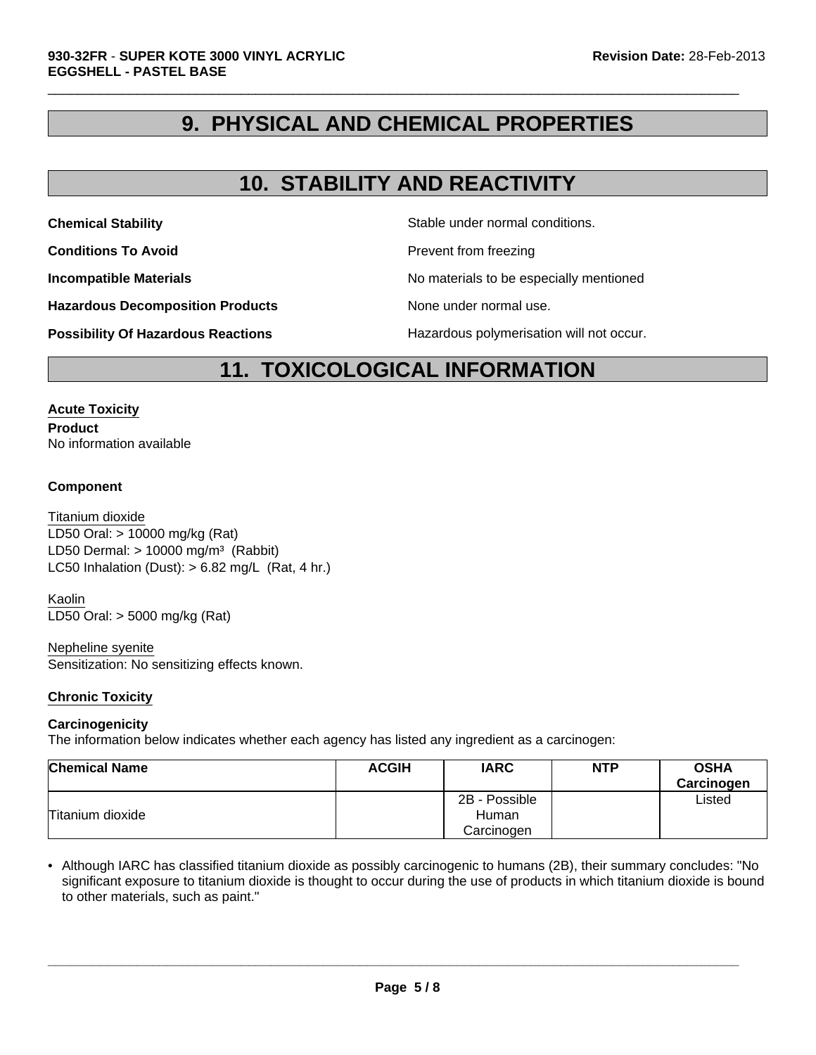# 9. PHYSICAL AND CHEMICAL PROPERTIES

# 10. STABILITY AND REACTIVITY

**Chemical Stability** Stable under normal conditions.

**Conditions To Avoid** Prevent from freezing

**Incompatible Materials** No materials to be especially mentioned

**Hazardous Decomposition Products** None under normal use.

**Possibility Of Hazardous Reactions** Hazardous polymerisation will not occur.

# 11. TOXICOLOGICAL INFORMATION

**Acute Toxicity**

**Product**
No information available

**Component**

Titanium dioxide
LD50 Oral: > 10000 mg/kg (Rat)
LD50 Dermal: > 10000 mg/m³ (Rabbit)
LC50 Inhalation (Dust): > 6.82 mg/L (Rat, 4 hr.)

Kaolin
LD50 Oral: > 5000 mg/kg (Rat)

Nepheline syenite
Sensitization: No sensitizing effects known.

**Chronic Toxicity**

**Carcinogenicity**
The information below indicates whether each agency has listed any ingredient as a carcinogen:

| Chemical Name | ACGIH | IARC | NTP | OSHA Carcinogen |
|---|---|---|---|---|
| Titanium dioxide | | 2B - Possible Human Carcinogen | | Listed |

- Although IARC has classified titanium dioxide as possibly carcinogenic to humans (2B), their summary concludes: "No significant exposure to titanium dioxide is thought to occur during the use of products in which titanium dioxide is bound to other materials, such as paint."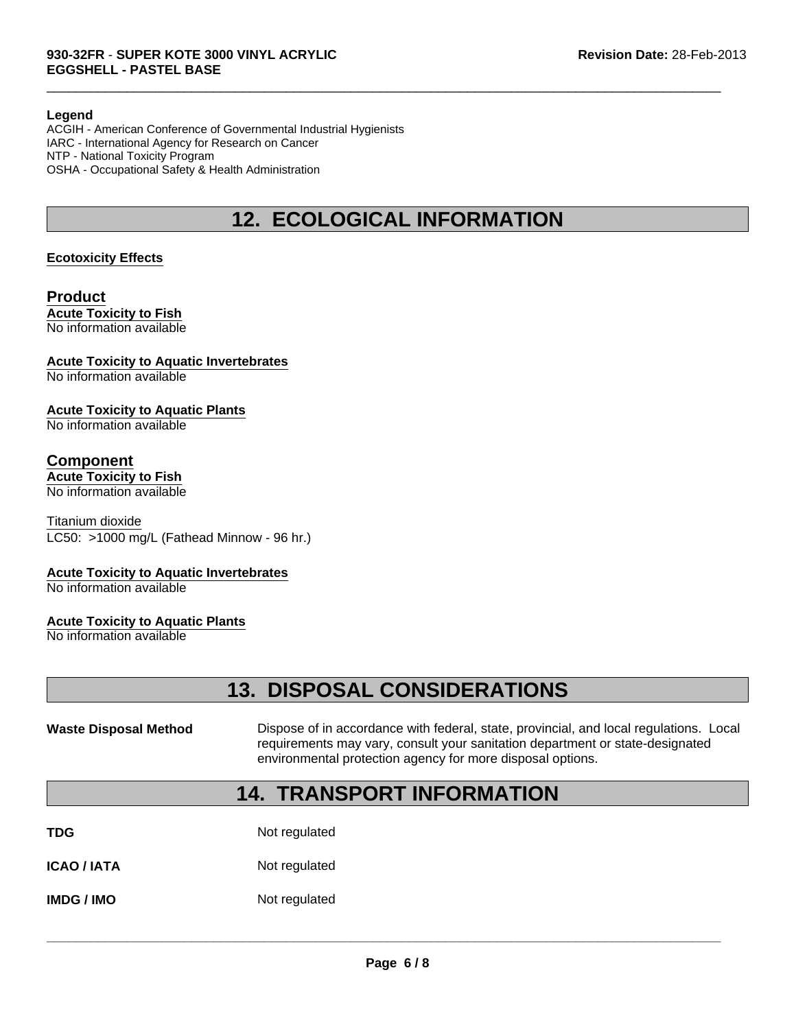**Legend**

ACGIH - American Conference of Governmental Industrial Hygienists
IARC - International Agency for Research on Cancer
NTP - National Toxicity Program
OSHA - Occupational Safety & Health Administration

# 12. ECOLOGICAL INFORMATION

**Ecotoxicity Effects**

## Product

**Acute Toxicity to Fish**
No information available

**Acute Toxicity to Aquatic Invertebrates**
No information available

**Acute Toxicity to Aquatic Plants**
No information available

## Component

**Acute Toxicity to Fish**
No information available

Titanium dioxide
LC50: >1000 mg/L (Fathead Minnow - 96 hr.)

**Acute Toxicity to Aquatic Invertebrates**
No information available

**Acute Toxicity to Aquatic Plants**
No information available

# 13. DISPOSAL CONSIDERATIONS

**Waste Disposal Method**: Dispose of in accordance with federal, state, provincial, and local regulations. Local requirements may vary, consult your sanitation department or state-designated environmental protection agency for more disposal options.

# 14. TRANSPORT INFORMATION

**TDG**: Not regulated

**ICAO / IATA**: Not regulated

**IMDG / IMO**: Not regulated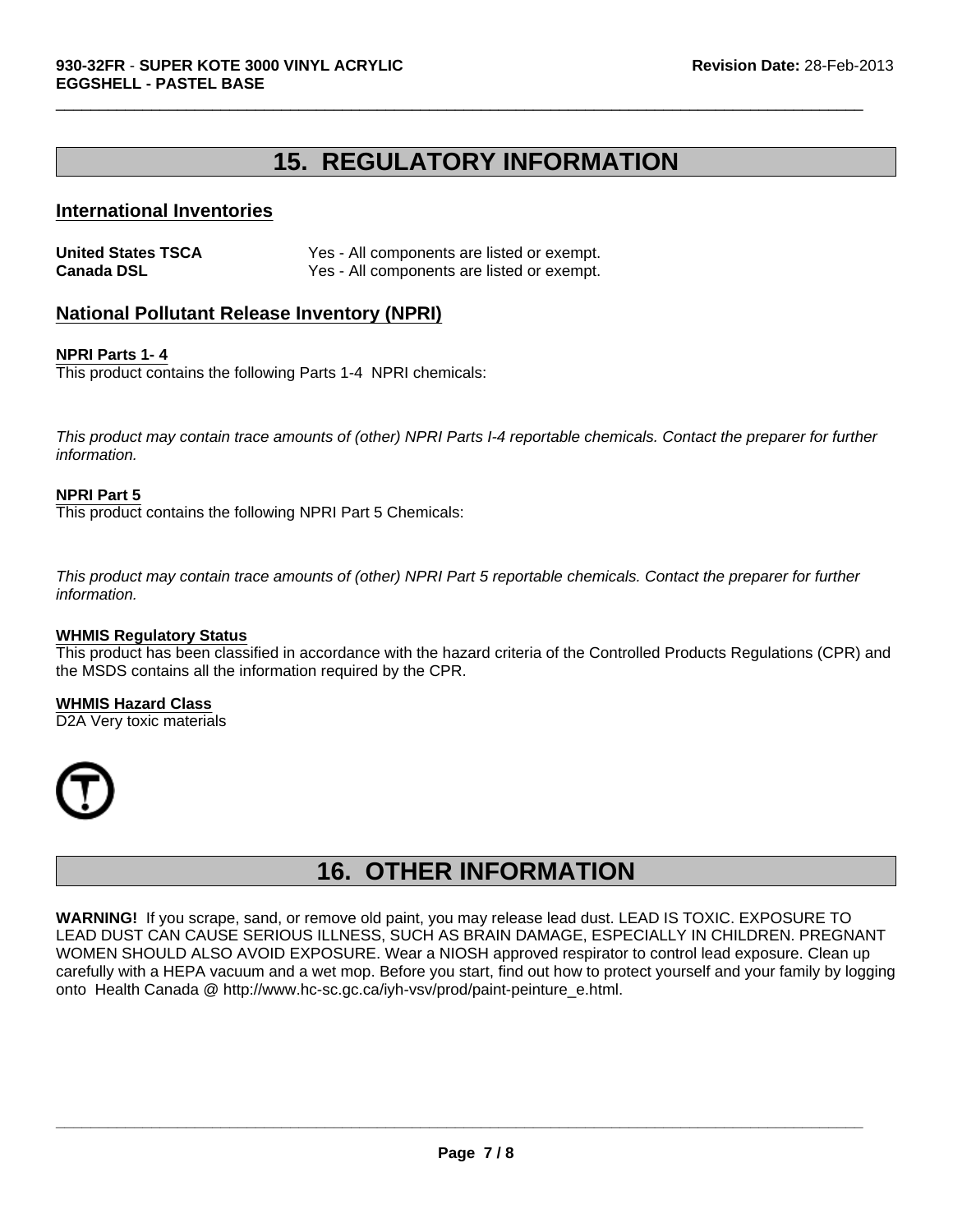# 15. REGULATORY INFORMATION

## International Inventories

| | |
|---|---|
| **United States TSCA** | Yes - All components are listed or exempt. |
| **Canada DSL** | Yes - All components are listed or exempt. |

## National Pollutant Release Inventory (NPRI)

**NPRI Parts 1- 4**

This product contains the following Parts 1-4 NPRI chemicals:

*This product may contain trace amounts of (other) NPRI Parts I-4 reportable chemicals. Contact the preparer for further information.*

**NPRI Part 5**

This product contains the following NPRI Part 5 Chemicals:

*This product may contain trace amounts of (other) NPRI Part 5 reportable chemicals. Contact the preparer for further information.*

**WHMIS Regulatory Status**

This product has been classified in accordance with the hazard criteria of the Controlled Products Regulations (CPR) and the MSDS contains all the information required by the CPR.

**WHMIS Hazard Class**

D2A Very toxic materials

# 16. OTHER INFORMATION

**WARNING!** If you scrape, sand, or remove old paint, you may release lead dust. LEAD IS TOXIC. EXPOSURE TO LEAD DUST CAN CAUSE SERIOUS ILLNESS, SUCH AS BRAIN DAMAGE, ESPECIALLY IN CHILDREN. PREGNANT WOMEN SHOULD ALSO AVOID EXPOSURE. Wear a NIOSH approved respirator to control lead exposure. Clean up carefully with a HEPA vacuum and a wet mop. Before you start, find out how to protect yourself and your family by logging onto Health Canada @ http://www.hc-sc.gc.ca/iyh-vsv/prod/paint-peinture_e.html.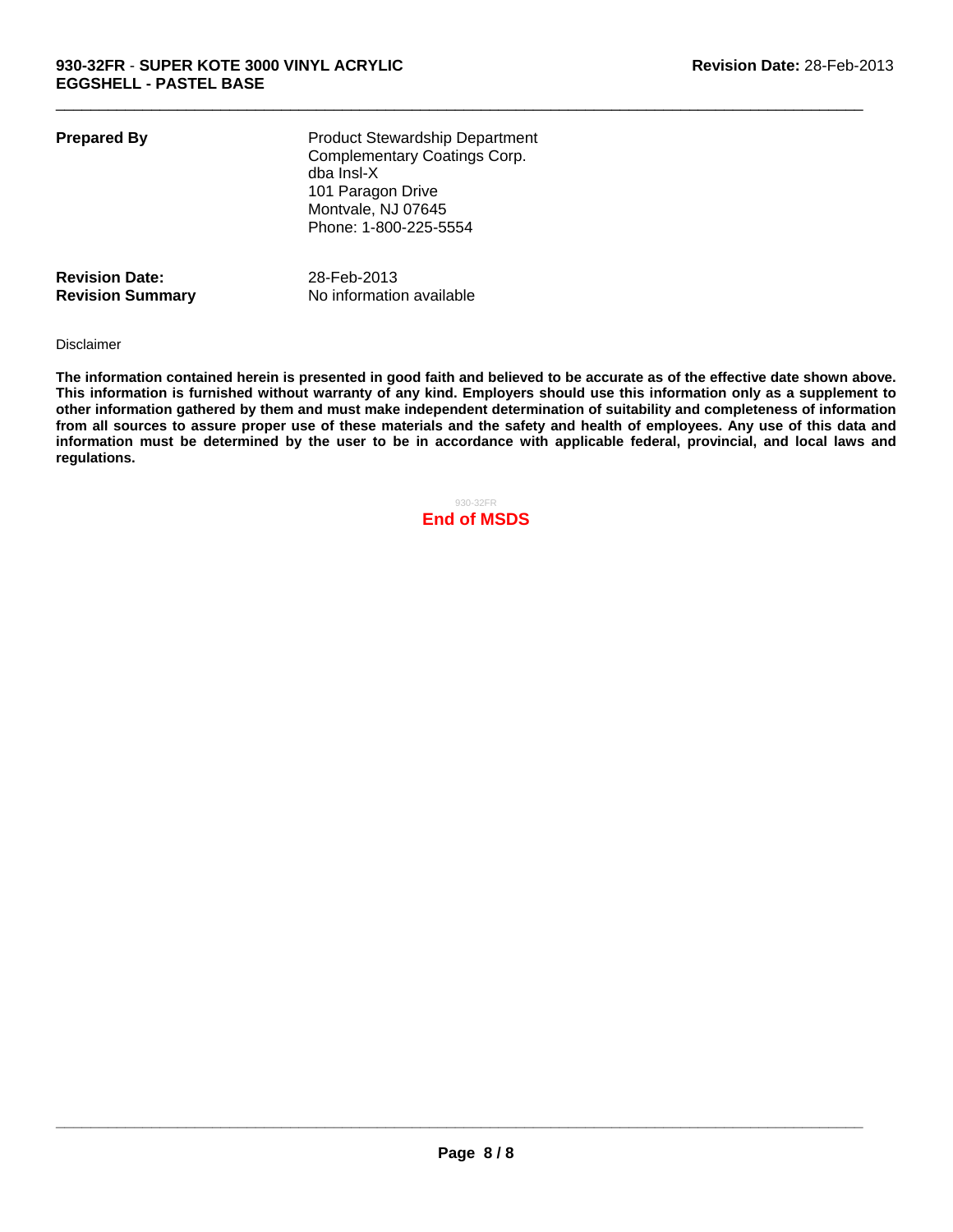| | |
|---|---|
| **Prepared By** | Product Stewardship Department<br>Complementary Coatings Corp.<br>dba Insl-X<br>101 Paragon Drive<br>Montvale, NJ 07645<br>Phone: 1-800-225-5554 |
| **Revision Date:** | 28-Feb-2013 |
| **Revision Summary** | No information available |

Disclaimer

**The information contained herein is presented in good faith and believed to be accurate as of the effective date shown above. This information is furnished without warranty of any kind. Employers should use this information only as a supplement to other information gathered by them and must make independent determination of suitability and completeness of information from all sources to assure proper use of these materials and the safety and health of employees. Any use of this data and information must be determined by the user to be in accordance with applicable federal, provincial, and local laws and regulations.**

930-32FR

**End of MSDS**